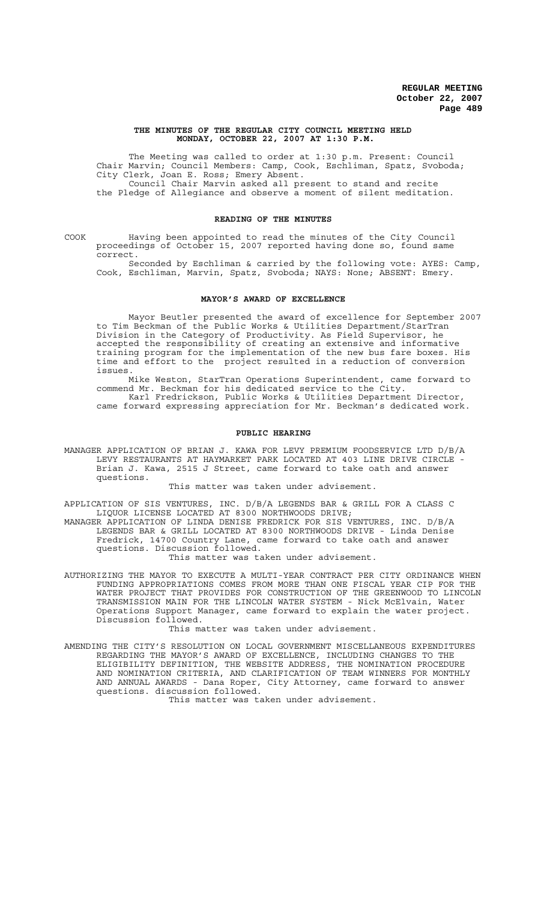## THE MINUTES OF THE REGULAR CITY COUNCIL MEETING HELD MONDAY, OCTOBER 22, 2007 AT 1:30 P.M.

The Meeting was called to order at 1:30 p.m. Present: Council Chair Marvin; Council Members: Camp, Cook, Eschliman, Spatz, Svoboda; City Clerk, Joan E. Ross; Emery Absent.

Council Chair Marvin asked all present to stand and recite the Pledge of Allegiance and observe a moment of silent meditation.

### READING OF THE MINUTES

COOK Having been appointed to read the minutes of the City Council proceedings of October 15, 2007 reported having done so, found same correct.

Seconded by Eschliman & carried by the following vote: AYES: Camp, Cook, Eschliman, Marvin, Spatz, Svoboda; NAYS: None; ABSENT: Emery.

### MAYOR'S AWARD OF EXCELLENCE

Mayor Beutler presented the award of excellence for September 2007 to Tim Beckman of the Public Works & Utilities Department/StarTran Division in the Category of Productivity. As Field Supervisor, he accepted the responsibility of creating an extensive and informative training program for the implementation of the new bus fare boxes. His time and effort to the project resulted in a reduction of conversion issues.

Mike Weston, StarTran Operations Superintendent, came forward to commend Mr. Beckman for his dedicated service to the City.

Karl Fredrickson, Public Works & Utilities Department Director, came forward expressing appreciation for Mr. Beckman's dedicated work.

### PUBLIC HEARING

MANAGER APPLICATION OF BRIAN J. KAWA FOR LEVY PREMIUM FOODSERVICE LTD D/B/A LEVY RESTAURANTS AT HAYMARKET PARK LOCATED AT 403 LINE DRIVE CIRCLE - Brian J. Kawa, 2515 J Street, came forward to take oath and answer questions.

This matter was taken under advisement.

APPLICATION OF SIS VENTURES, INC. D/B/A LEGENDS BAR & GRILL FOR A CLASS C LIQUOR LICENSE LOCATED AT 8300 NORTHWOODS DRIVE;

MANAGER APPLICATION OF LINDA DENISE FREDRICK FOR SIS VENTURES, INC. D/B/A LEGENDS BAR & GRILL LOCATED AT 8300 NORTHWOODS DRIVE - Linda Denise Fredrick, 14700 Country Lane, came forward to take oath and answer questions. Discussion followed.

This matter was taken under advisement.

AUTHORIZING THE MAYOR TO EXECUTE A MULTI-YEAR CONTRACT PER CITY ORDINANCE WHEN FUNDING APPROPRIATIONS COMES FROM MORE THAN ONE FISCAL YEAR CIP FOR THE WATER PROJECT THAT PROVIDES FOR CONSTRUCTION OF THE GREENWOOD TO LINCOLN TRANSMISSION MAIN FOR THE LINCOLN WATER SYSTEM - Nick McElvain, Water Operations Support Manager, came forward to explain the water project. Discussion followed.

This matter was taken under advisement.

AMENDING THE CITY'S RESOLUTION ON LOCAL GOVERNMENT MISCELLANEOUS EXPENDITURES REGARDING THE MAYOR'S AWARD OF EXCELLENCE, INCLUDING CHANGES TO THE ELIGIBILITY DEFINITION, THE WEBSITE ADDRESS, THE NOMINATION PROCEDURE AND NOMINATION CRITERIA, AND CLARIFICATION OF TEAM WINNERS FOR MONTHLY AND ANNUAL AWARDS - Dana Roper, City Attorney, came forward to answer questions. discussion followed.

This matter was taken under advisement.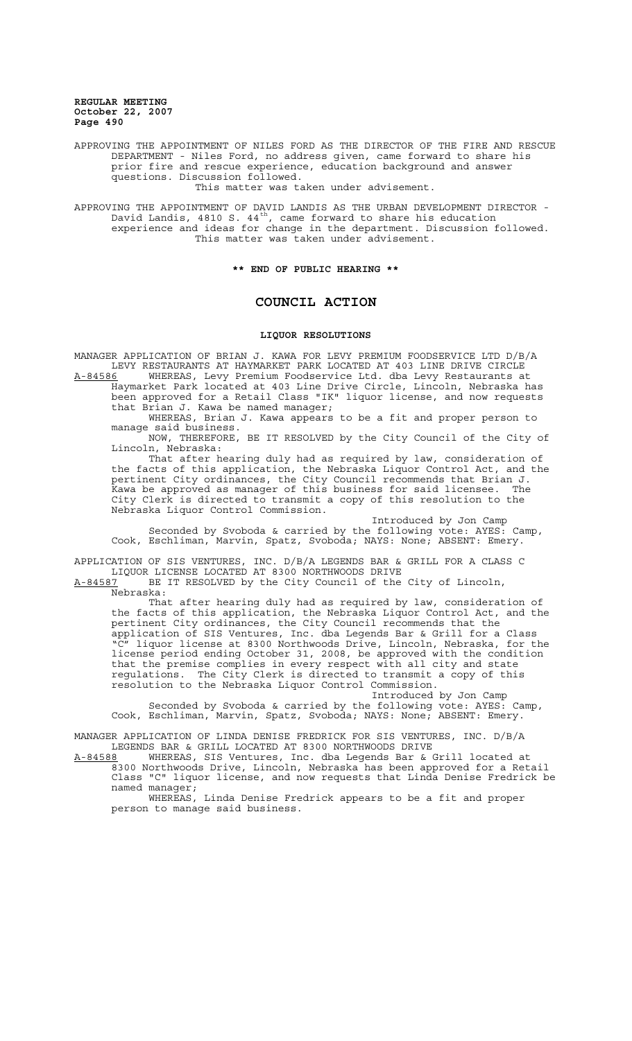APPROVING THE APPOINTMENT OF NILES FORD AS THE DIRECTOR OF THE FIRE AND RESCUE DEPARTMENT - Niles Ford, no address given, came forward to share his prior fire and rescue experience, education background and answer questions. Discussion followed.

This matter was taken under advisement.

APPROVING THE APPOINTMENT OF DAVID LANDIS AS THE URBAN DEVELOPMENT DIRECTOR - David Landis, 4810 S. 44th, came forward to share his education experience and ideas for change in the department. Discussion followed.

This matter was taken under advisement.

**\*\* END OF PUBLIC HEARING \*\***

# COUNCIL ACTION

## LIQUOR RESOLUTIONS

MANAGER APPLICATION OF BRIAN J. KAWA FOR LEVY PREMIUM FOODSERVICE LTD D/B/A LEVY RESTAURANTS AT HAYMARKET PARK LOCATED AT 403 LINE DRIVE CIRCLE

A-84586 WHEREAS, Levy Premium Foodservice Ltd. dba Levy Restaurants at Haymarket Park located at 403 Line Drive Circle, Lincoln, Nebraska has been approved for a Retail Class "IK" liquor license, and now requests that Brian J. Kawa be named manager;

WHEREAS, Brian J. Kawa appears to be a fit and proper person to manage said business.

NOW, THEREFORE, BE IT RESOLVED by the City Council of the City of Lincoln, Nebraska:

That after hearing duly had as required by law, consideration of the facts of this application, the Nebraska Liquor Control Act, and the pertinent City ordinances, the City Council recommends that Brian J. Kawa be approved as manager of this business for said licensee. The City Clerk is directed to transmit a copy of this resolution to the Nebraska Liquor Control Commission.

Introduced by Jon Camp

Seconded by Svoboda & carried by the following vote: AYES: Camp, Cook, Eschliman, Marvin, Spatz, Svoboda; NAYS: None; ABSENT: Emery.

APPLICATION OF SIS VENTURES, INC. D/B/A LEGENDS BAR & GRILL FOR A CLASS C LIQUOR LICENSE LOCATED AT 8300 NORTHWOODS DRIVE

A-84587 BE IT RESOLVED by the City Council of the City of Lincoln, Nebraska:

That after hearing duly had as required by law, consideration of the facts of this application, the Nebraska Liquor Control Act, and the pertinent City ordinances, the City Council recommends that the application of SIS Ventures, Inc. dba Legends Bar & Grill for a Class "C" liquor license at 8300 Northwoods Drive, Lincoln, Nebraska, for the license period ending October 31, 2008, be approved with the condition that the premise complies in every respect with all city and state regulations. The City Clerk is directed to transmit a copy of this resolution to the Nebraska Liquor Control Commission.

Introduced by Jon Camp

Seconded by Svoboda & carried by the following vote: AYES: Camp, Cook, Eschliman, Marvin, Spatz, Svoboda; NAYS: None; ABSENT: Emery.

MANAGER APPLICATION OF LINDA DENISE FREDRICK FOR SIS VENTURES, INC. D/B/A LEGENDS BAR & GRILL LOCATED AT 8300 NORTHWOODS DRIVE

A-84588 WHEREAS, SIS Ventures, Inc. dba Legends Bar & Grill located at 8300 Northwoods Drive, Lincoln, Nebraska has been approved for a Retail Class "C" liquor license, and now requests that Linda Denise Fredrick be named manager;

WHEREAS, Linda Denise Fredrick appears to be a fit and proper person to manage said business.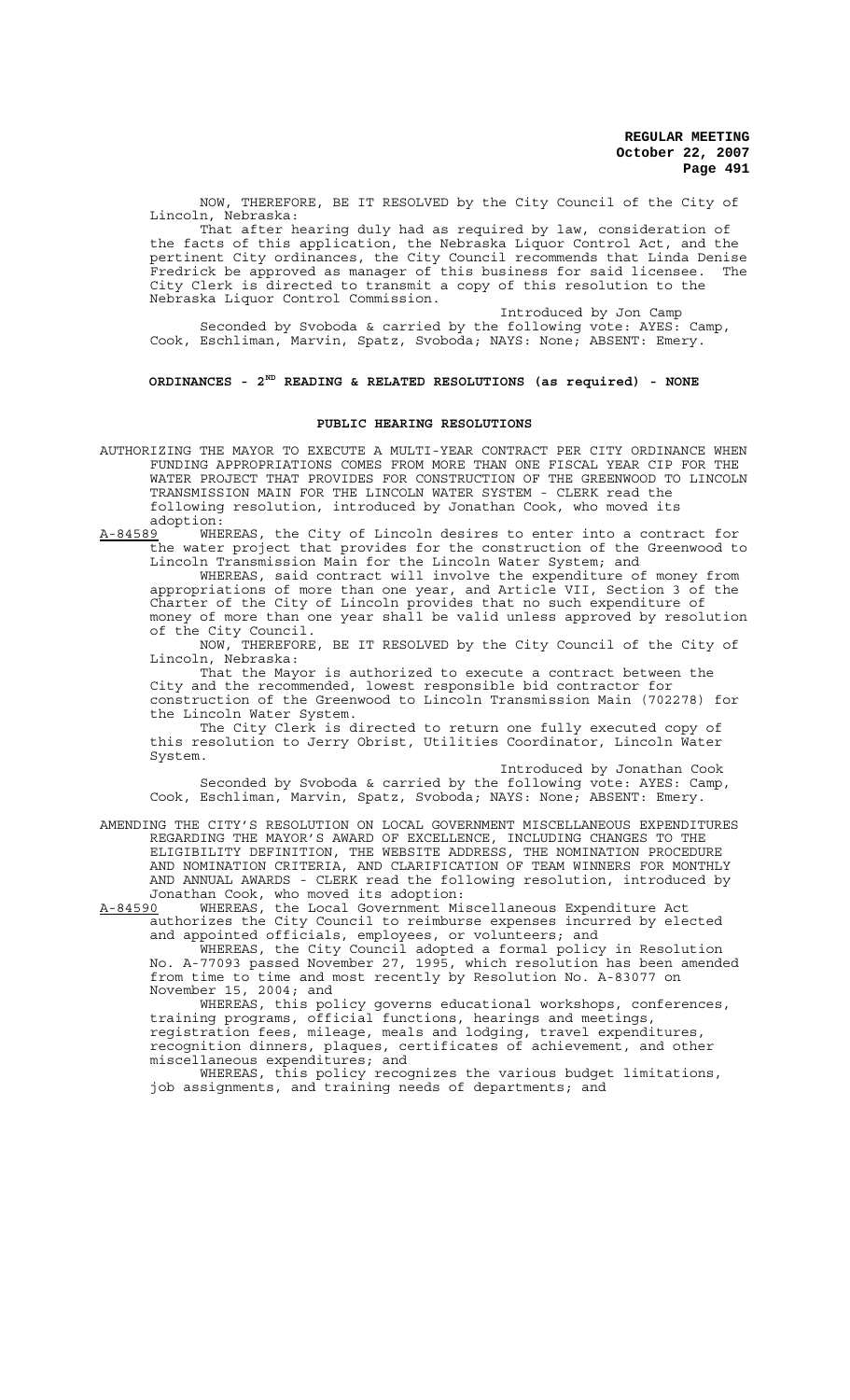NOW, THEREFORE, BE IT RESOLVED by the City Council of the City of Lincoln, Nebraska:

That after hearing duly had as required by law, consideration of the facts of this application, the Nebraska Liquor Control Act, and the pertinent City ordinances, the City Council recommends that Linda Denise Fredrick be approved as manager of this business for said licensee. The City Clerk is directed to transmit a copy of this resolution to the Nebraska Liquor Control Commission.

Introduced by Jon Camp

Seconded by Svoboda & carried by the following vote: AYES: Camp, Cook, Eschliman, Marvin, Spatz, Svoboda; NAYS: None; ABSENT: Emery.

## ORDINANCES - 2ND READING & RELATED RESOLUTIONS (as required) - NONE

## PUBLIC HEARING RESOLUTIONS

AUTHORIZING THE MAYOR TO EXECUTE A MULTI-YEAR CONTRACT PER CITY ORDINANCE WHEN FUNDING APPROPRIATIONS COMES FROM MORE THAN ONE FISCAL YEAR CIP FOR THE WATER PROJECT THAT PROVIDES FOR CONSTRUCTION OF THE GREENWOOD TO LINCOLN TRANSMISSION MAIN FOR THE LINCOLN WATER SYSTEM - CLERK read the following resolution, introduced by Jonathan Cook, who moved its adoption:

A-84589 WHEREAS, the City of Lincoln desires to enter into a contract for the water project that provides for the construction of the Greenwood to Lincoln Transmission Main for the Lincoln Water System; and

WHEREAS, said contract will involve the expenditure of money from appropriations of more than one year, and Article VII, Section 3 of the Charter of the City of Lincoln provides that no such expenditure of money of more than one year shall be valid unless approved by resolution of the City Council.

NOW, THEREFORE, BE IT RESOLVED by the City Council of the City of Lincoln, Nebraska:

That the Mayor is authorized to execute a contract between the City and the recommended, lowest responsible bid contractor for construction of the Greenwood to Lincoln Transmission Main (702278) for the Lincoln Water System.

The City Clerk is directed to return one fully executed copy of this resolution to Jerry Obrist, Utilities Coordinator, Lincoln Water System.

Introduced by Jonathan Cook

Seconded by Svoboda & carried by the following vote: AYES: Camp, Cook, Eschliman, Marvin, Spatz, Svoboda; NAYS: None; ABSENT: Emery.

AMENDING THE CITY'S RESOLUTION ON LOCAL GOVERNMENT MISCELLANEOUS EXPENDITURES REGARDING THE MAYOR'S AWARD OF EXCELLENCE, INCLUDING CHANGES TO THE ELIGIBILITY DEFINITION, THE WEBSITE ADDRESS, THE NOMINATION PROCEDURE AND NOMINATION CRITERIA, AND CLARIFICATION OF TEAM WINNERS FOR MONTHLY AND ANNUAL AWARDS - CLERK read the following resolution, introduced by Jonathan Cook, who moved its adoption:

A-84590 WHEREAS, the Local Government Miscellaneous Expenditure Act authorizes the City Council to reimburse expenses incurred by elected and appointed officials, employees, or volunteers; and

WHEREAS, the City Council adopted a formal policy in Resolution No. A-77093 passed November 27, 1995, which resolution has been amended from time to time and most recently by Resolution No. A-83077 on November 15, 2004; and

WHEREAS, this policy governs educational workshops, conferences, training programs, official functions, hearings and meetings, registration fees, mileage, meals and lodging, travel expenditures, recognition dinners, plaques, certificates of achievement, and other miscellaneous expenditures; and

WHEREAS, this policy recognizes the various budget limitations, job assignments, and training needs of departments; and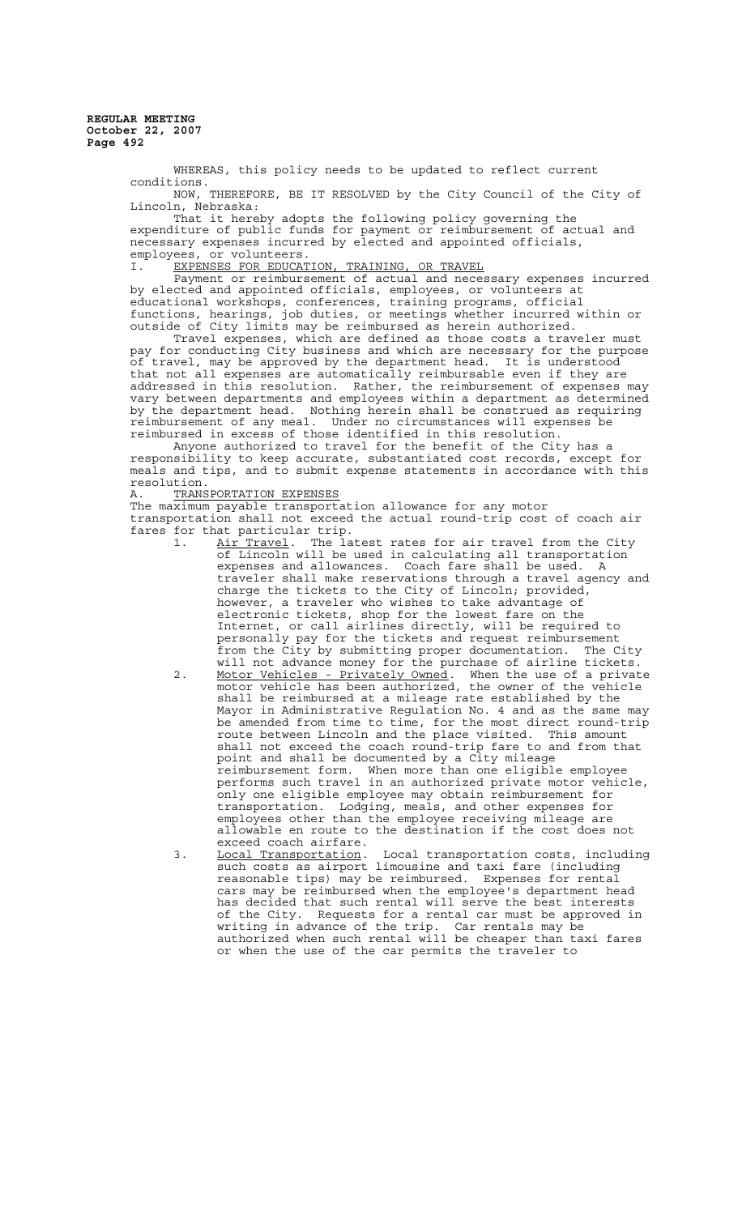WHEREAS, this policy needs to be updated to reflect current conditions.

NOW, THEREFORE, BE IT RESOLVED by the City Council of the City of Lincoln, Nebraska:

That it hereby adopts the following policy governing the expenditure of public funds for payment or reimbursement of actual and necessary expenses incurred by elected and appointed officials, employees, or volunteers.

I. EXPENSES FOR EDUCATION, TRAINING, OR TRAVEL

Payment or reimbursement of actual and necessary expenses incurred by elected and appointed officials, employees, or volunteers at educational workshops, conferences, training programs, official functions, hearings, job duties, or meetings whether incurred within or outside of City limits may be reimbursed as herein authorized.

Travel expenses, which are defined as those costs a traveler must pay for conducting City business and which are necessary for the purpose of travel, may be approved by the department head. It is understood that not all expenses are automatically reimbursable even if they are addressed in this resolution. Rather, the reimbursement of expenses may vary between departments and employees within a department as determined by the department head. Nothing herein shall be construed as requiring reimbursement of any meal. Under no circumstances will expenses be reimbursed in excess of those identified in this resolution.

Anyone authorized to travel for the benefit of the City has a responsibility to keep accurate, substantiated cost records, except for meals and tips, and to submit expense statements in accordance with this resolution.

A. TRANSPORTATION EXPENSES

The maximum payable transportation allowance for any motor transportation shall not exceed the actual round-trip cost of coach air fares for that particular trip.

1. Air Travel. The latest rates for air travel from the City of Lincoln will be used in calculating all transportation expenses and allowances. Coach fare shall be used. A traveler shall make reservations through a travel agency and charge the tickets to the City of Lincoln; provided, however, a traveler who wishes to take advantage of electronic tickets, shop for the lowest fare on the Internet, or call airlines directly, will be required to personally pay for the tickets and request reimbursement from the City by submitting proper documentation. The City will not advance money for the purchase of airline tickets.
2. Motor Vehicles - Privately Owned. When the use of a private motor vehicle has been authorized, the owner of the vehicle shall be reimbursed at a mileage rate established by the Mayor in Administrative Regulation No. 4 and as the same may be amended from time to time, for the most direct round-trip route between Lincoln and the place visited. This amount shall not exceed the coach round-trip fare to and from that point and shall be documented by a City mileage reimbursement form. When more than one eligible employee performs such travel in an authorized private motor vehicle, only one eligible employee may obtain reimbursement for transportation. Lodging, meals, and other expenses for employees other than the employee receiving mileage are allowable en route to the destination if the cost does not exceed coach airfare.
3. Local Transportation. Local transportation costs, including such costs as airport limousine and taxi fare (including reasonable tips) may be reimbursed. Expenses for rental cars may be reimbursed when the employee's department head has decided that such rental will serve the best interests of the City. Requests for a rental car must be approved in writing in advance of the trip. Car rentals may be authorized when such rental will be cheaper than taxi fares or when the use of the car permits the traveler to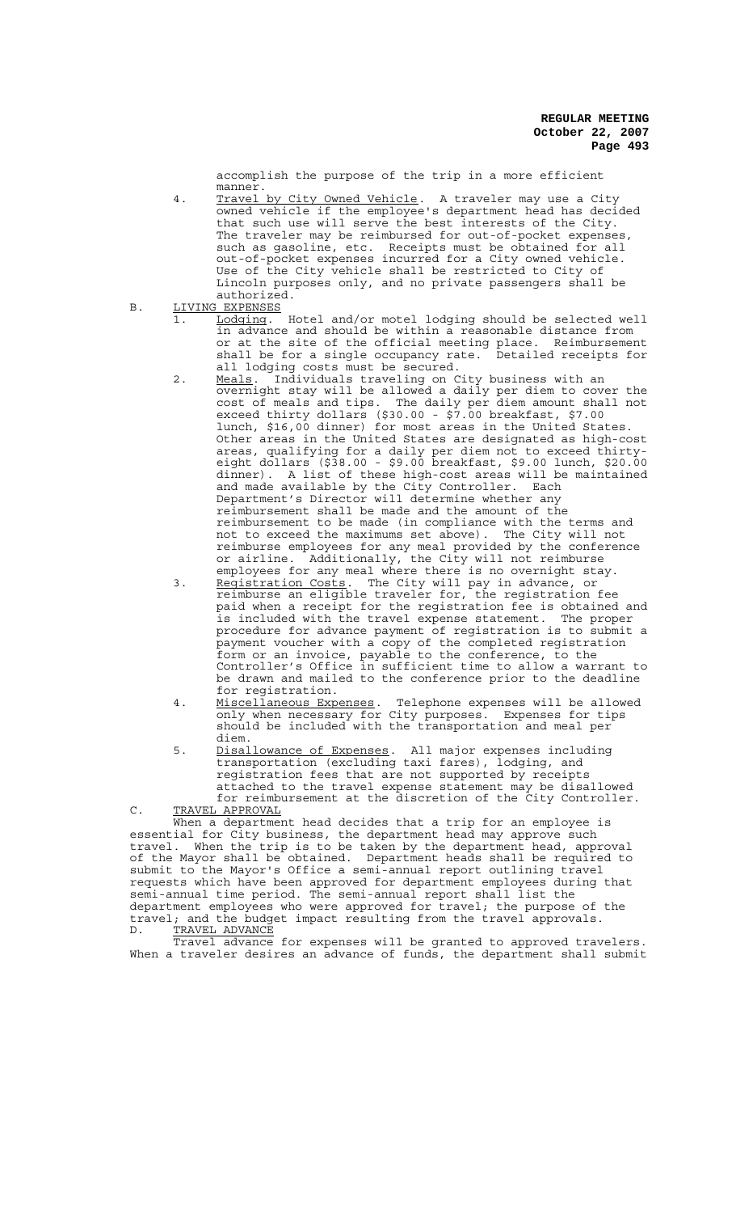accomplish the purpose of the trip in a more efficient manner.

4. Travel by City Owned Vehicle. A traveler may use a City owned vehicle if the employee's department head has decided that such use will serve the best interests of the City. The traveler may be reimbursed for out-of-pocket expenses, such as gasoline, etc. Receipts must be obtained for all out-of-pocket expenses incurred for a City owned vehicle. Use of the City vehicle shall be restricted to City of Lincoln purposes only, and no private passengers shall be authorized.

B. LIVING EXPENSES

1. Lodging. Hotel and/or motel lodging should be selected well in advance and should be within a reasonable distance from or at the site of the official meeting place. Reimbursement shall be for a single occupancy rate. Detailed receipts for all lodging costs must be secured.

2. Meals. Individuals traveling on City business with an overnight stay will be allowed a daily per diem to cover the cost of meals and tips. The daily per diem amount shall not exceed thirty dollars ($30.00 - $7.00 breakfast, $7.00 lunch, $16,00 dinner) for most areas in the United States. Other areas in the United States are designated as high-cost areas, qualifying for a daily per diem not to exceed thirty-eight dollars ($38.00 - $9.00 breakfast, $9.00 lunch, $20.00 dinner). A list of these high-cost areas will be maintained and made available by the City Controller. Each Department's Director will determine whether any reimbursement shall be made and the amount of the reimbursement to be made (in compliance with the terms and not to exceed the maximums set above). The City will not reimburse employees for any meal provided by the conference or airline. Additionally, the City will not reimburse employees for any meal where there is no overnight stay.

3. Registration Costs. The City will pay in advance, or reimburse an eligible traveler for, the registration fee paid when a receipt for the registration fee is obtained and is included with the travel expense statement. The proper procedure for advance payment of registration is to submit a payment voucher with a copy of the completed registration form or an invoice, payable to the conference, to the Controller's Office in sufficient time to allow a warrant to be drawn and mailed to the conference prior to the deadline for registration.

4. Miscellaneous Expenses. Telephone expenses will be allowed only when necessary for City purposes. Expenses for tips should be included with the transportation and meal per diem.

5. Disallowance of Expenses. All major expenses including transportation (excluding taxi fares), lodging, and registration fees that are not supported by receipts attached to the travel expense statement may be disallowed for reimbursement at the discretion of the City Controller.

C. TRAVEL APPROVAL

When a department head decides that a trip for an employee is essential for City business, the department head may approve such travel. When the trip is to be taken by the department head, approval of the Mayor shall be obtained. Department heads shall be required to submit to the Mayor's Office a semi-annual report outlining travel requests which have been approved for department employees during that semi-annual time period. The semi-annual report shall list the department employees who were approved for travel; the purpose of the travel; and the budget impact resulting from the travel approvals.

D. TRAVEL ADVANCE

Travel advance for expenses will be granted to approved travelers. When a traveler desires an advance of funds, the department shall submit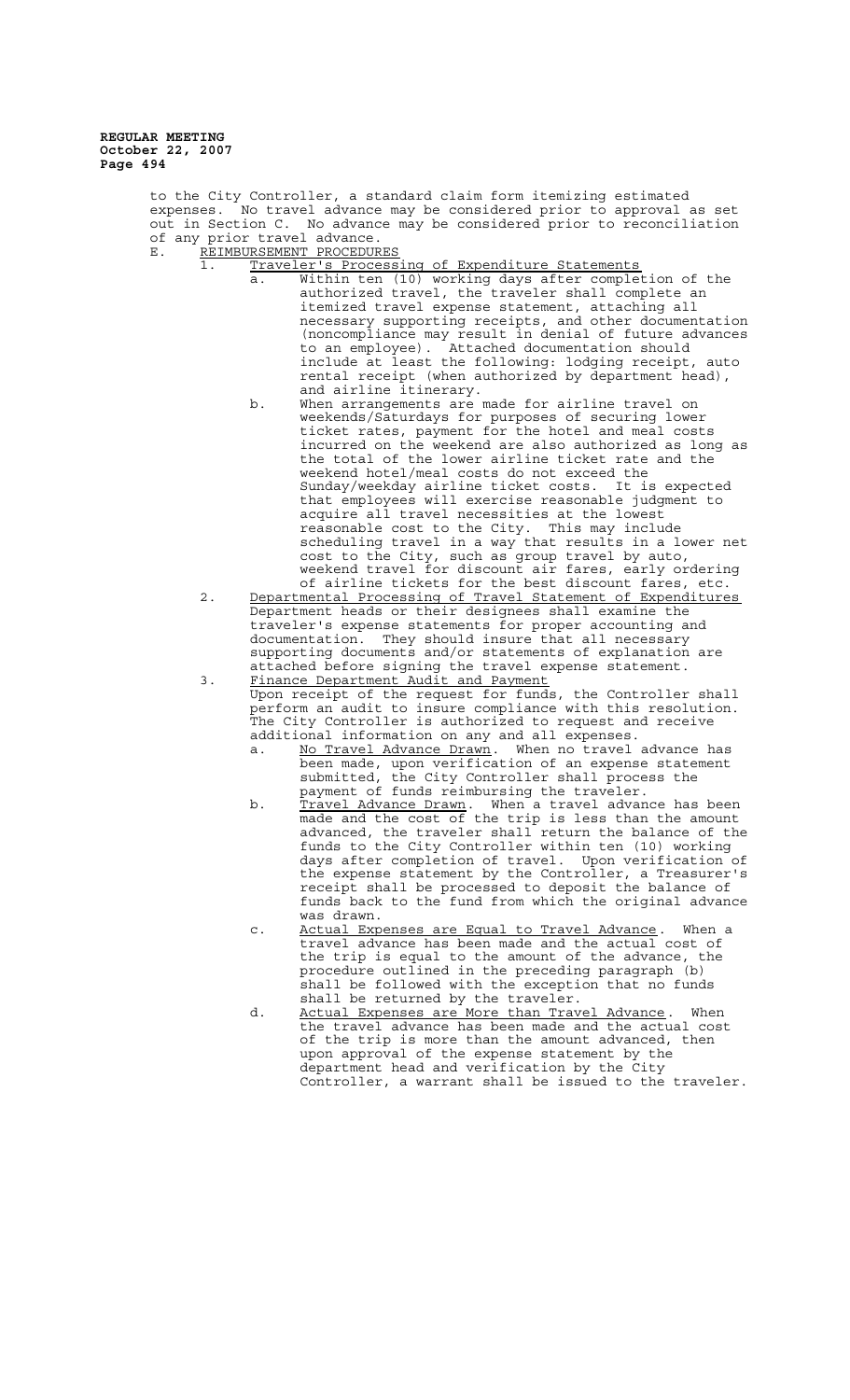to the City Controller, a standard claim form itemizing estimated expenses. No travel advance may be considered prior to approval as set out in Section C. No advance may be considered prior to reconciliation of any prior travel advance.

E. REIMBURSEMENT PROCEDURES

1. Traveler's Processing of Expenditure Statements
   a. Within ten (10) working days after completion of the authorized travel, the traveler shall complete an itemized travel expense statement, attaching all necessary supporting receipts, and other documentation (noncompliance may result in denial of future advances to an employee). Attached documentation should include at least the following: lodging receipt, auto rental receipt (when authorized by department head), and airline itinerary.
   b. When arrangements are made for airline travel on weekends/Saturdays for purposes of securing lower ticket rates, payment for the hotel and meal costs incurred on the weekend are also authorized as long as the total of the lower airline ticket rate and the weekend hotel/meal costs do not exceed the Sunday/weekday airline ticket costs. It is expected that employees will exercise reasonable judgment to acquire all travel necessities at the lowest reasonable cost to the City. This may include scheduling travel in a way that results in a lower net cost to the City, such as group travel by auto, weekend travel for discount air fares, early ordering of airline tickets for the best discount fares, etc.
2. Departmental Processing of Travel Statement of Expenditures
   Department heads or their designees shall examine the traveler's expense statements for proper accounting and documentation. They should insure that all necessary supporting documents and/or statements of explanation are attached before signing the travel expense statement.
3. Finance Department Audit and Payment
   Upon receipt of the request for funds, the Controller shall perform an audit to insure compliance with this resolution. The City Controller is authorized to request and receive additional information on any and all expenses.
   a. No Travel Advance Drawn. When no travel advance has been made, upon verification of an expense statement submitted, the City Controller shall process the payment of funds reimbursing the traveler.
   b. Travel Advance Drawn. When a travel advance has been made and the cost of the trip is less than the amount advanced, the traveler shall return the balance of the funds to the City Controller within ten (10) working days after completion of travel. Upon verification of the expense statement by the Controller, a Treasurer's receipt shall be processed to deposit the balance of funds back to the fund from which the original advance was drawn.
   c. Actual Expenses are Equal to Travel Advance. When a travel advance has been made and the actual cost of the trip is equal to the amount of the advance, the procedure outlined in the preceding paragraph (b) shall be followed with the exception that no funds shall be returned by the traveler.
   d. Actual Expenses are More than Travel Advance. When the travel advance has been made and the actual cost of the trip is more than the amount advanced, then upon approval of the expense statement by the department head and verification by the City Controller, a warrant shall be issued to the traveler.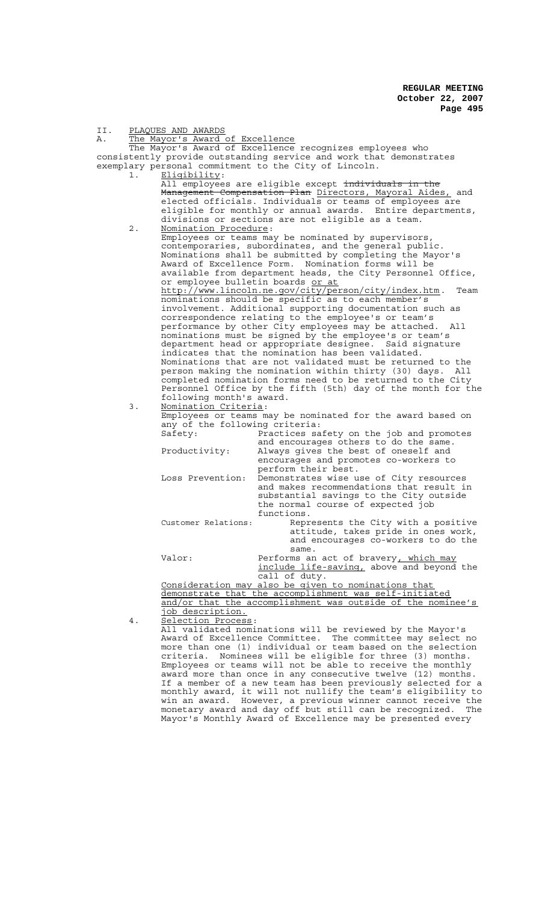II. PLAQUES AND AWARDS

A. The Mayor's Award of Excellence

The Mayor's Award of Excellence recognizes employees who consistently provide outstanding service and work that demonstrates exemplary personal commitment to the City of Lincoln.

1. Eligibility:
   All employees are eligible except ~~individuals in the Management Compensation Plan~~ Directors, Mayoral Aides, and elected officials. Individuals or teams of employees are eligible for monthly or annual awards. Entire departments, divisions or sections are not eligible as a team.

2. Nomination Procedure:
   Employees or teams may be nominated by supervisors, contemporaries, subordinates, and the general public. Nominations shall be submitted by completing the Mayor's Award of Excellence Form. Nomination forms will be available from department heads, the City Personnel Office, or employee bulletin boards or at http://www.lincoln.ne.gov/city/person/city/index.htm. Team nominations should be specific as to each member's involvement. Additional supporting documentation such as correspondence relating to the employee's or team's performance by other City employees may be attached. All nominations must be signed by the employee's or team's department head or appropriate designee. Said signature indicates that the nomination has been validated. Nominations that are not validated must be returned to the person making the nomination within thirty (30) days. All completed nomination forms need to be returned to the City Personnel Office by the fifth (5th) day of the month for the following month's award.

3. Nomination Criteria:
   Employees or teams may be nominated for the award based on any of the following criteria:

   | | |
   |---|---|
   | Safety: | Practices safety on the job and promotes and encourages others to do the same. |
   | Productivity: | Always gives the best of oneself and encourages and promotes co-workers to perform their best. |
   | Loss Prevention: | Demonstrates wise use of City resources and makes recommendations that result in substantial savings to the City outside the normal course of expected job functions. |
   | Customer Relations: | Represents the City with a positive attitude, takes pride in ones work, and encourages co-workers to do the same. |
   | Valor: | Performs an act of bravery, which may include life-saving, above and beyond the call of duty. |

   Consideration may also be given to nominations that demonstrate that the accomplishment was self-initiated and/or that the accomplishment was outside of the nominee's job description.

4. Selection Process:
   All validated nominations will be reviewed by the Mayor's Award of Excellence Committee. The committee may select no more than one (1) individual or team based on the selection criteria. Nominees will be eligible for three (3) months. Employees or teams will not be able to receive the monthly award more than once in any consecutive twelve (12) months. If a member of a new team has been previously selected for a monthly award, it will not nullify the team's eligibility to win an award. However, a previous winner cannot receive the monetary award and day off but still can be recognized. The Mayor's Monthly Award of Excellence may be presented every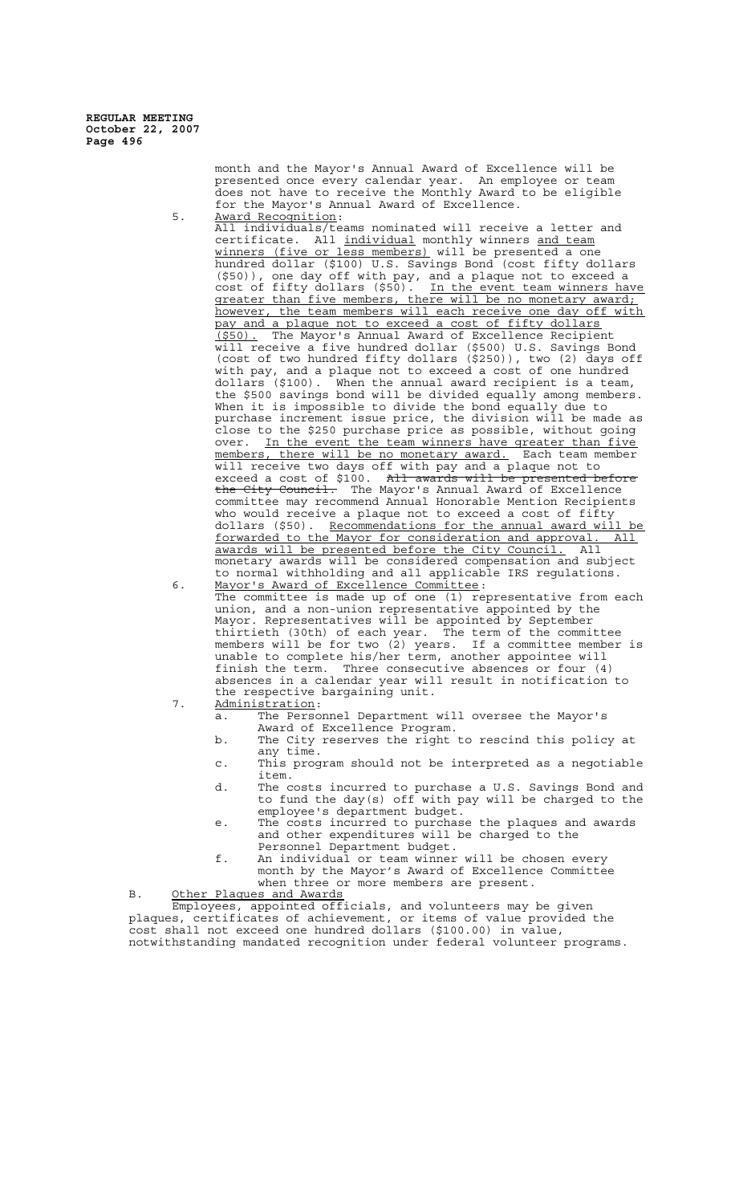month and the Mayor's Annual Award of Excellence will be presented once every calendar year. An employee or team does not have to receive the Monthly Award to be eligible for the Mayor's Annual Award of Excellence.

5. Award Recognition:

All individuals/teams nominated will receive a letter and certificate. All individual monthly winners and team winners (five or less members) will be presented a one hundred dollar ($100) U.S. Savings Bond (cost fifty dollars ($50)), one day off with pay, and a plaque not to exceed a cost of fifty dollars ($50). In the event team winners have greater than five members, there will be no monetary award; however, the team members will each receive one day off with pay and a plaque not to exceed a cost of fifty dollars ($50). The Mayor's Annual Award of Excellence Recipient will receive a five hundred dollar ($500) U.S. Savings Bond (cost of two hundred fifty dollars ($250)), two (2) days off with pay, and a plaque not to exceed a cost of one hundred dollars ($100). When the annual award recipient is a team, the $500 savings bond will be divided equally among members. When it is impossible to divide the bond equally due to purchase increment issue price, the division will be made as close to the $250 purchase price as possible, without going over. In the event the team winners have greater than five members, there will be no monetary award. Each team member will receive two days off with pay and a plaque not to exceed a cost of $100. ~~All awards will be presented before the City Council.~~ The Mayor's Annual Award of Excellence committee may recommend Annual Honorable Mention Recipients who would receive a plaque not to exceed a cost of fifty dollars ($50). Recommendations for the annual award will be forwarded to the Mayor for consideration and approval. All awards will be presented before the City Council. All monetary awards will be considered compensation and subject to normal withholding and all applicable IRS regulations.

6. Mayor's Award of Excellence Committee:

The committee is made up of one (1) representative from each union, and a non-union representative appointed by the Mayor. Representatives will be appointed by September thirtieth (30th) of each year. The term of the committee members will be for two (2) years. If a committee member is unable to complete his/her term, another appointee will finish the term. Three consecutive absences or four (4) absences in a calendar year will result in notification to the respective bargaining unit.

7. Administration:
   a. The Personnel Department will oversee the Mayor's Award of Excellence Program.
   b. The City reserves the right to rescind this policy at any time.
   c. This program should not be interpreted as a negotiable item.
   d. The costs incurred to purchase a U.S. Savings Bond and to fund the day(s) off with pay will be charged to the employee's department budget.
   e. The costs incurred to purchase the plaques and awards and other expenditures will be charged to the Personnel Department budget.
   f. An individual or team winner will be chosen every month by the Mayor's Award of Excellence Committee when three or more members are present.

B. Other Plaques and Awards

Employees, appointed officials, and volunteers may be given plaques, certificates of achievement, or items of value provided the cost shall not exceed one hundred dollars ($100.00) in value, notwithstanding mandated recognition under federal volunteer programs.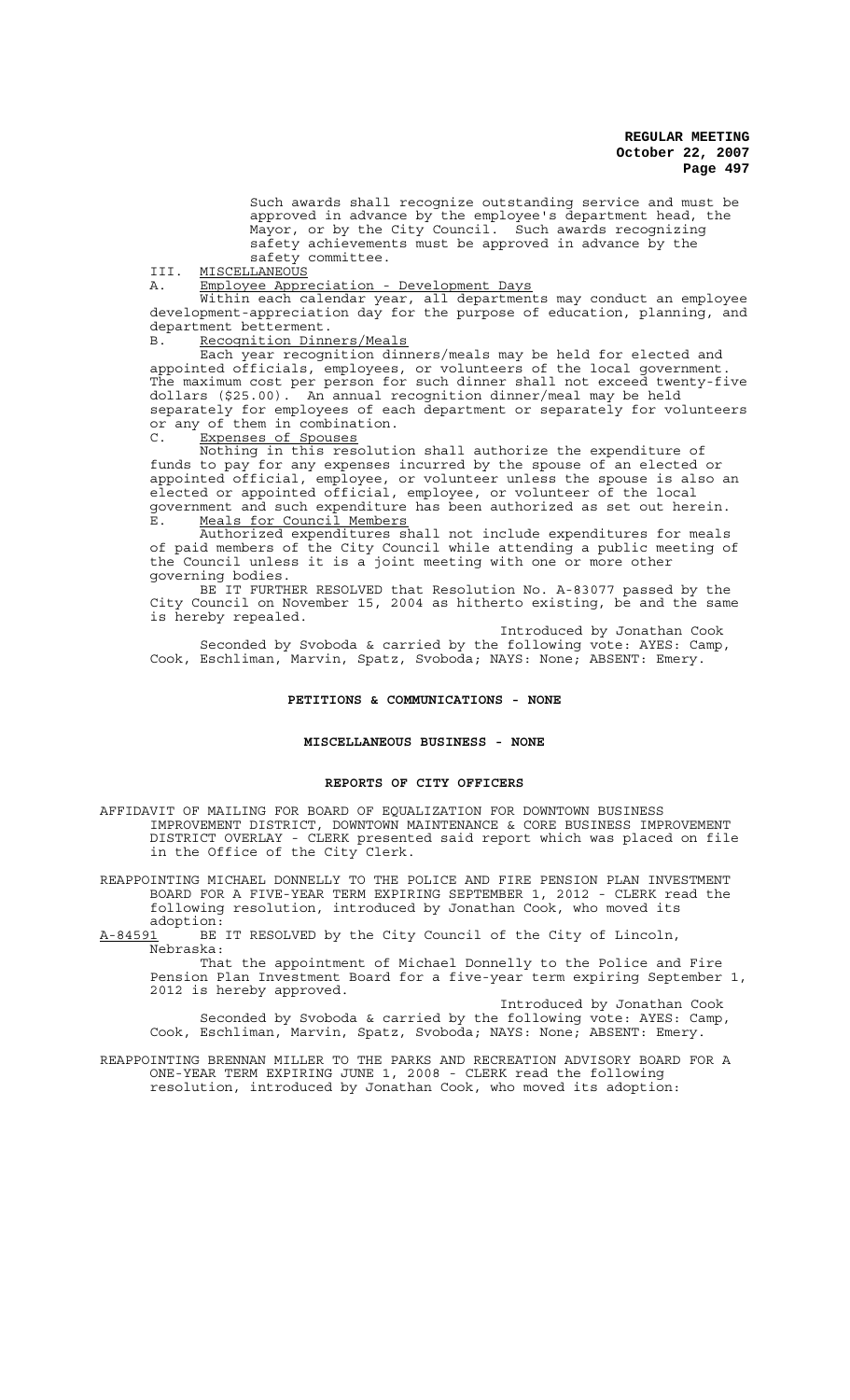Such awards shall recognize outstanding service and must be approved in advance by the employee's department head, the Mayor, or by the City Council. Such awards recognizing safety achievements must be approved in advance by the safety committee.

III. MISCELLANEOUS

A. Employee Appreciation - Development Days

Within each calendar year, all departments may conduct an employee development-appreciation day for the purpose of education, planning, and department betterment.

B. Recognition Dinners/Meals

Each year recognition dinners/meals may be held for elected and appointed officials, employees, or volunteers of the local government. The maximum cost per person for such dinner shall not exceed twenty-five dollars ($25.00). An annual recognition dinner/meal may be held separately for employees of each department or separately for volunteers or any of them in combination.

C. Expenses of Spouses

Nothing in this resolution shall authorize the expenditure of funds to pay for any expenses incurred by the spouse of an elected or appointed official, employee, or volunteer unless the spouse is also an elected or appointed official, employee, or volunteer of the local government and such expenditure has been authorized as set out herein.

E. Meals for Council Members

Authorized expenditures shall not include expenditures for meals of paid members of the City Council while attending a public meeting of the Council unless it is a joint meeting with one or more other governing bodies.

BE IT FURTHER RESOLVED that Resolution No. A-83077 passed by the City Council on November 15, 2004 as hitherto existing, be and the same is hereby repealed.

Introduced by Jonathan Cook

Seconded by Svoboda & carried by the following vote: AYES: Camp, Cook, Eschliman, Marvin, Spatz, Svoboda; NAYS: None; ABSENT: Emery.

## PETITIONS & COMMUNICATIONS - NONE

## MISCELLANEOUS BUSINESS - NONE

## REPORTS OF CITY OFFICERS

AFFIDAVIT OF MAILING FOR BOARD OF EQUALIZATION FOR DOWNTOWN BUSINESS IMPROVEMENT DISTRICT, DOWNTOWN MAINTENANCE & CORE BUSINESS IMPROVEMENT DISTRICT OVERLAY - CLERK presented said report which was placed on file in the Office of the City Clerk.

REAPPOINTING MICHAEL DONNELLY TO THE POLICE AND FIRE PENSION PLAN INVESTMENT BOARD FOR A FIVE-YEAR TERM EXPIRING SEPTEMBER 1, 2012 - CLERK read the following resolution, introduced by Jonathan Cook, who moved its adoption:

A-84591 BE IT RESOLVED by the City Council of the City of Lincoln, Nebraska:

That the appointment of Michael Donnelly to the Police and Fire Pension Plan Investment Board for a five-year term expiring September 1, 2012 is hereby approved.

Introduced by Jonathan Cook

Seconded by Svoboda & carried by the following vote: AYES: Camp, Cook, Eschliman, Marvin, Spatz, Svoboda; NAYS: None; ABSENT: Emery.

REAPPOINTING BRENNAN MILLER TO THE PARKS AND RECREATION ADVISORY BOARD FOR A ONE-YEAR TERM EXPIRING JUNE 1, 2008 - CLERK read the following resolution, introduced by Jonathan Cook, who moved its adoption: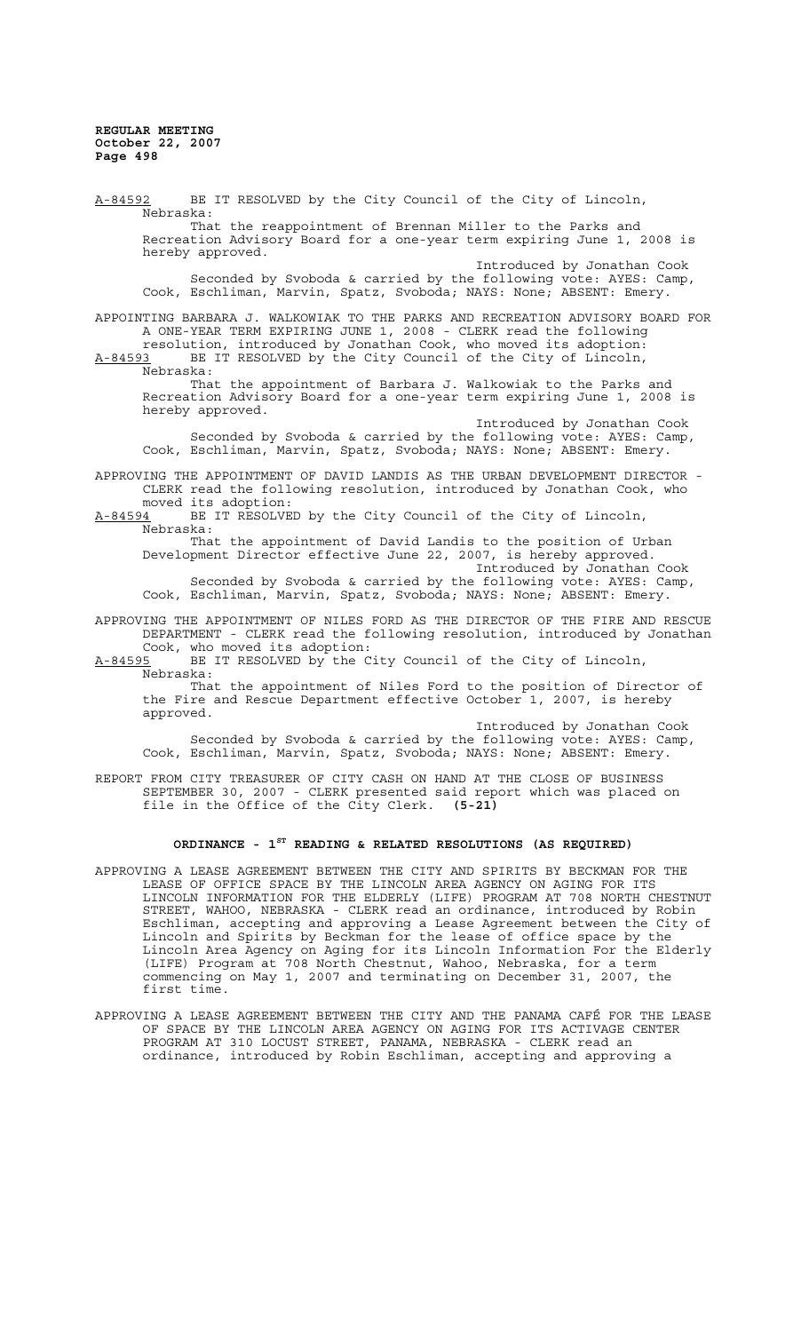A-84592 BE IT RESOLVED by the City Council of the City of Lincoln, Nebraska:

That the reappointment of Brennan Miller to the Parks and Recreation Advisory Board for a one-year term expiring June 1, 2008 is hereby approved.

Introduced by Jonathan Cook

Seconded by Svoboda & carried by the following vote: AYES: Camp, Cook, Eschliman, Marvin, Spatz, Svoboda; NAYS: None; ABSENT: Emery.

APPOINTING BARBARA J. WALKOWIAK TO THE PARKS AND RECREATION ADVISORY BOARD FOR A ONE-YEAR TERM EXPIRING JUNE 1, 2008 - CLERK read the following resolution, introduced by Jonathan Cook, who moved its adoption:

A-84593 BE IT RESOLVED by the City Council of the City of Lincoln, Nebraska:

That the appointment of Barbara J. Walkowiak to the Parks and Recreation Advisory Board for a one-year term expiring June 1, 2008 is hereby approved.

Introduced by Jonathan Cook

Seconded by Svoboda & carried by the following vote: AYES: Camp, Cook, Eschliman, Marvin, Spatz, Svoboda; NAYS: None; ABSENT: Emery.

APPROVING THE APPOINTMENT OF DAVID LANDIS AS THE URBAN DEVELOPMENT DIRECTOR - CLERK read the following resolution, introduced by Jonathan Cook, who moved its adoption:

A-84594 BE IT RESOLVED by the City Council of the City of Lincoln, Nebraska:

That the appointment of David Landis to the position of Urban Development Director effective June 22, 2007, is hereby approved.

Introduced by Jonathan Cook

Seconded by Svoboda & carried by the following vote: AYES: Camp, Cook, Eschliman, Marvin, Spatz, Svoboda; NAYS: None; ABSENT: Emery.

APPROVING THE APPOINTMENT OF NILES FORD AS THE DIRECTOR OF THE FIRE AND RESCUE DEPARTMENT - CLERK read the following resolution, introduced by Jonathan Cook, who moved its adoption:

A-84595 BE IT RESOLVED by the City Council of the City of Lincoln, Nebraska:

That the appointment of Niles Ford to the position of Director of the Fire and Rescue Department effective October 1, 2007, is hereby approved.

Introduced by Jonathan Cook

Seconded by Svoboda & carried by the following vote: AYES: Camp, Cook, Eschliman, Marvin, Spatz, Svoboda; NAYS: None; ABSENT: Emery.

REPORT FROM CITY TREASURER OF CITY CASH ON HAND AT THE CLOSE OF BUSINESS SEPTEMBER 30, 2007 - CLERK presented said report which was placed on file in the Office of the City Clerk. **(5-21)**

## ORDINANCE - 1ST READING & RELATED RESOLUTIONS (AS REQUIRED)

APPROVING A LEASE AGREEMENT BETWEEN THE CITY AND SPIRITS BY BECKMAN FOR THE LEASE OF OFFICE SPACE BY THE LINCOLN AREA AGENCY ON AGING FOR ITS LINCOLN INFORMATION FOR THE ELDERLY (LIFE) PROGRAM AT 708 NORTH CHESTNUT STREET, WAHOO, NEBRASKA - CLERK read an ordinance, introduced by Robin Eschliman, accepting and approving a Lease Agreement between the City of Lincoln and Spirits by Beckman for the lease of office space by the Lincoln Area Agency on Aging for its Lincoln Information For the Elderly (LIFE) Program at 708 North Chestnut, Wahoo, Nebraska, for a term commencing on May 1, 2007 and terminating on December 31, 2007, the first time.

APPROVING A LEASE AGREEMENT BETWEEN THE CITY AND THE PANAMA CAFÉ FOR THE LEASE OF SPACE BY THE LINCOLN AREA AGENCY ON AGING FOR ITS ACTIVAGE CENTER PROGRAM AT 310 LOCUST STREET, PANAMA, NEBRASKA - CLERK read an ordinance, introduced by Robin Eschliman, accepting and approving a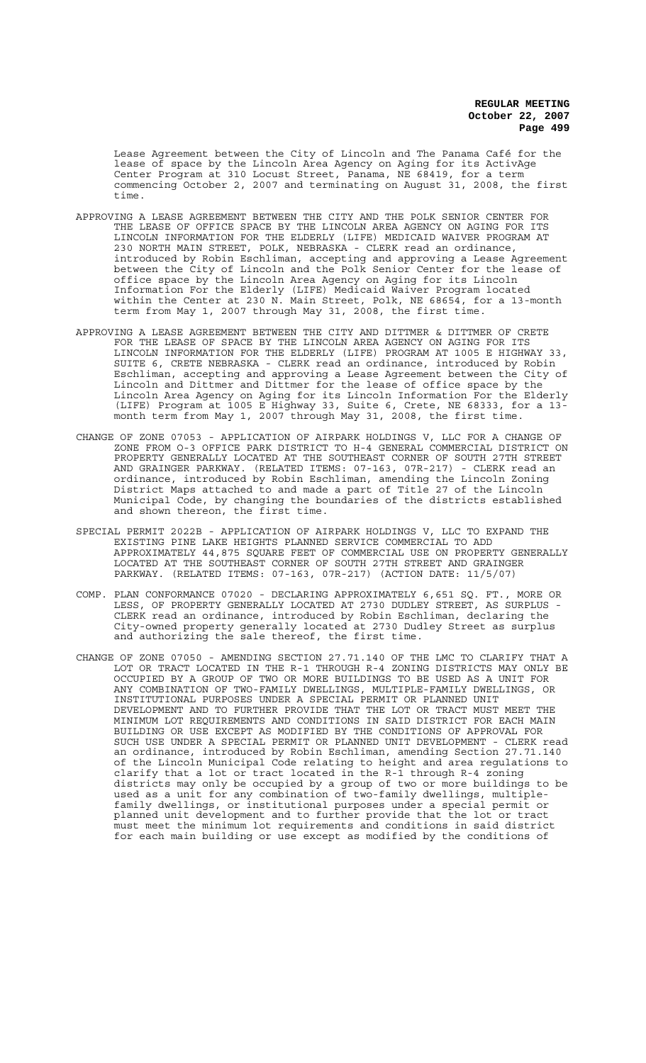Lease Agreement between the City of Lincoln and The Panama Café for the lease of space by the Lincoln Area Agency on Aging for its ActivAge Center Program at 310 Locust Street, Panama, NE 68419, for a term commencing October 2, 2007 and terminating on August 31, 2008, the first time.

APPROVING A LEASE AGREEMENT BETWEEN THE CITY AND THE POLK SENIOR CENTER FOR THE LEASE OF OFFICE SPACE BY THE LINCOLN AREA AGENCY ON AGING FOR ITS LINCOLN INFORMATION FOR THE ELDERLY (LIFE) MEDICAID WAIVER PROGRAM AT 230 NORTH MAIN STREET, POLK, NEBRASKA - CLERK read an ordinance, introduced by Robin Eschliman, accepting and approving a Lease Agreement between the City of Lincoln and the Polk Senior Center for the lease of office space by the Lincoln Area Agency on Aging for its Lincoln Information For the Elderly (LIFE) Medicaid Waiver Program located within the Center at 230 N. Main Street, Polk, NE 68654, for a 13-month term from May 1, 2007 through May 31, 2008, the first time.

APPROVING A LEASE AGREEMENT BETWEEN THE CITY AND DITTMER & DITTMER OF CRETE FOR THE LEASE OF SPACE BY THE LINCOLN AREA AGENCY ON AGING FOR ITS LINCOLN INFORMATION FOR THE ELDERLY (LIFE) PROGRAM AT 1005 E HIGHWAY 33, SUITE 6, CRETE NEBRASKA - CLERK read an ordinance, introduced by Robin Eschliman, accepting and approving a Lease Agreement between the City of Lincoln and Dittmer and Dittmer for the lease of office space by the Lincoln Area Agency on Aging for its Lincoln Information For the Elderly (LIFE) Program at 1005 E Highway 33, Suite 6, Crete, NE 68333, for a 13-month term from May 1, 2007 through May 31, 2008, the first time.

CHANGE OF ZONE 07053 - APPLICATION OF AIRPARK HOLDINGS V, LLC FOR A CHANGE OF ZONE FROM O-3 OFFICE PARK DISTRICT TO H-4 GENERAL COMMERCIAL DISTRICT ON PROPERTY GENERALLY LOCATED AT THE SOUTHEAST CORNER OF SOUTH 27TH STREET AND GRAINGER PARKWAY. (RELATED ITEMS: 07-163, 07R-217) - CLERK read an ordinance, introduced by Robin Eschliman, amending the Lincoln Zoning District Maps attached to and made a part of Title 27 of the Lincoln Municipal Code, by changing the boundaries of the districts established and shown thereon, the first time.

SPECIAL PERMIT 2022B - APPLICATION OF AIRPARK HOLDINGS V, LLC TO EXPAND THE EXISTING PINE LAKE HEIGHTS PLANNED SERVICE COMMERCIAL TO ADD APPROXIMATELY 44,875 SQUARE FEET OF COMMERCIAL USE ON PROPERTY GENERALLY LOCATED AT THE SOUTHEAST CORNER OF SOUTH 27TH STREET AND GRAINGER PARKWAY. (RELATED ITEMS: 07-163, 07R-217) (ACTION DATE: 11/5/07)

COMP. PLAN CONFORMANCE 07020 - DECLARING APPROXIMATELY 6,651 SQ. FT., MORE OR LESS, OF PROPERTY GENERALLY LOCATED AT 2730 DUDLEY STREET, AS SURPLUS - CLERK read an ordinance, introduced by Robin Eschliman, declaring the City-owned property generally located at 2730 Dudley Street as surplus and authorizing the sale thereof, the first time.

CHANGE OF ZONE 07050 - AMENDING SECTION 27.71.140 OF THE LMC TO CLARIFY THAT A LOT OR TRACT LOCATED IN THE R-1 THROUGH R-4 ZONING DISTRICTS MAY ONLY BE OCCUPIED BY A GROUP OF TWO OR MORE BUILDINGS TO BE USED AS A UNIT FOR ANY COMBINATION OF TWO-FAMILY DWELLINGS, MULTIPLE-FAMILY DWELLINGS, OR INSTITUTIONAL PURPOSES UNDER A SPECIAL PERMIT OR PLANNED UNIT DEVELOPMENT AND TO FURTHER PROVIDE THAT THE LOT OR TRACT MUST MEET THE MINIMUM LOT REQUIREMENTS AND CONDITIONS IN SAID DISTRICT FOR EACH MAIN BUILDING OR USE EXCEPT AS MODIFIED BY THE CONDITIONS OF APPROVAL FOR SUCH USE UNDER A SPECIAL PERMIT OR PLANNED UNIT DEVELOPMENT - CLERK read an ordinance, introduced by Robin Eschliman, amending Section 27.71.140 of the Lincoln Municipal Code relating to height and area regulations to clarify that a lot or tract located in the R-1 through R-4 zoning districts may only be occupied by a group of two or more buildings to be used as a unit for any combination of two-family dwellings, multiple-family dwellings, or institutional purposes under a special permit or planned unit development and to further provide that the lot or tract must meet the minimum lot requirements and conditions in said district for each main building or use except as modified by the conditions of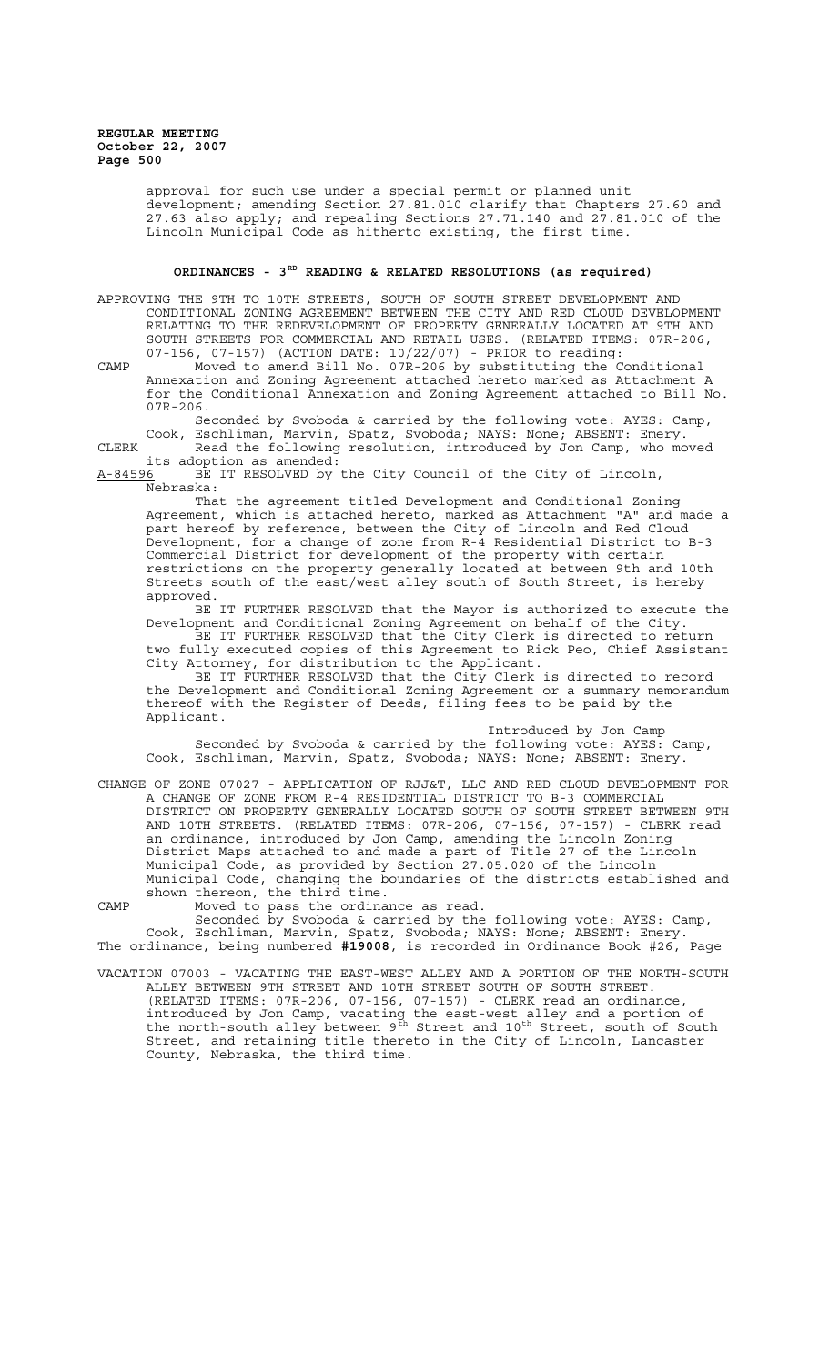approval for such use under a special permit or planned unit development; amending Section 27.81.010 clarify that Chapters 27.60 and 27.63 also apply; and repealing Sections 27.71.140 and 27.81.010 of the Lincoln Municipal Code as hitherto existing, the first time.

## ORDINANCES - 3RD READING & RELATED RESOLUTIONS (as required)

APPROVING THE 9TH TO 10TH STREETS, SOUTH OF SOUTH STREET DEVELOPMENT AND CONDITIONAL ZONING AGREEMENT BETWEEN THE CITY AND RED CLOUD DEVELOPMENT RELATING TO THE REDEVELOPMENT OF PROPERTY GENERALLY LOCATED AT 9TH AND SOUTH STREETS FOR COMMERCIAL AND RETAIL USES. (RELATED ITEMS: 07R-206, 07-156, 07-157) (ACTION DATE: 10/22/07) - PRIOR to reading:

CAMP Moved to amend Bill No. 07R-206 by substituting the Conditional Annexation and Zoning Agreement attached hereto marked as Attachment A for the Conditional Annexation and Zoning Agreement attached to Bill No. 07R-206.

Seconded by Svoboda & carried by the following vote: AYES: Camp, Cook, Eschliman, Marvin, Spatz, Svoboda; NAYS: None; ABSENT: Emery.

CLERK Read the following resolution, introduced by Jon Camp, who moved its adoption as amended:

A-84596 BE IT RESOLVED by the City Council of the City of Lincoln, Nebraska:

That the agreement titled Development and Conditional Zoning Agreement, which is attached hereto, marked as Attachment "A" and made a part hereof by reference, between the City of Lincoln and Red Cloud Development, for a change of zone from R-4 Residential District to B-3 Commercial District for development of the property with certain restrictions on the property generally located at between 9th and 10th Streets south of the east/west alley south of South Street, is hereby approved.

BE IT FURTHER RESOLVED that the Mayor is authorized to execute the Development and Conditional Zoning Agreement on behalf of the City.

BE IT FURTHER RESOLVED that the City Clerk is directed to return two fully executed copies of this Agreement to Rick Peo, Chief Assistant City Attorney, for distribution to the Applicant.

BE IT FURTHER RESOLVED that the City Clerk is directed to record the Development and Conditional Zoning Agreement or a summary memorandum thereof with the Register of Deeds, filing fees to be paid by the Applicant.

Introduced by Jon Camp

Seconded by Svoboda & carried by the following vote: AYES: Camp, Cook, Eschliman, Marvin, Spatz, Svoboda; NAYS: None; ABSENT: Emery.

CHANGE OF ZONE 07027 - APPLICATION OF RJJ&T, LLC AND RED CLOUD DEVELOPMENT FOR A CHANGE OF ZONE FROM R-4 RESIDENTIAL DISTRICT TO B-3 COMMERCIAL DISTRICT ON PROPERTY GENERALLY LOCATED SOUTH OF SOUTH STREET BETWEEN 9TH AND 10TH STREETS. (RELATED ITEMS: 07R-206, 07-156, 07-157) - CLERK read an ordinance, introduced by Jon Camp, amending the Lincoln Zoning District Maps attached to and made a part of Title 27 of the Lincoln Municipal Code, as provided by Section 27.05.020 of the Lincoln Municipal Code, changing the boundaries of the districts established and shown thereon, the third time.

CAMP Moved to pass the ordinance as read.

Seconded by Svoboda & carried by the following vote: AYES: Camp, Cook, Eschliman, Marvin, Spatz, Svoboda; NAYS: None; ABSENT: Emery.

The ordinance, being numbered **#19008**, is recorded in Ordinance Book #26, Page

VACATION 07003 - VACATING THE EAST-WEST ALLEY AND A PORTION OF THE NORTH-SOUTH ALLEY BETWEEN 9TH STREET AND 10TH STREET SOUTH OF SOUTH STREET. (RELATED ITEMS: 07R-206, 07-156, 07-157) - CLERK read an ordinance, introduced by Jon Camp, vacating the east-west alley and a portion of the north-south alley between 9th Street and 10th Street, south of South Street, and retaining title thereto in the City of Lincoln, Lancaster County, Nebraska, the third time.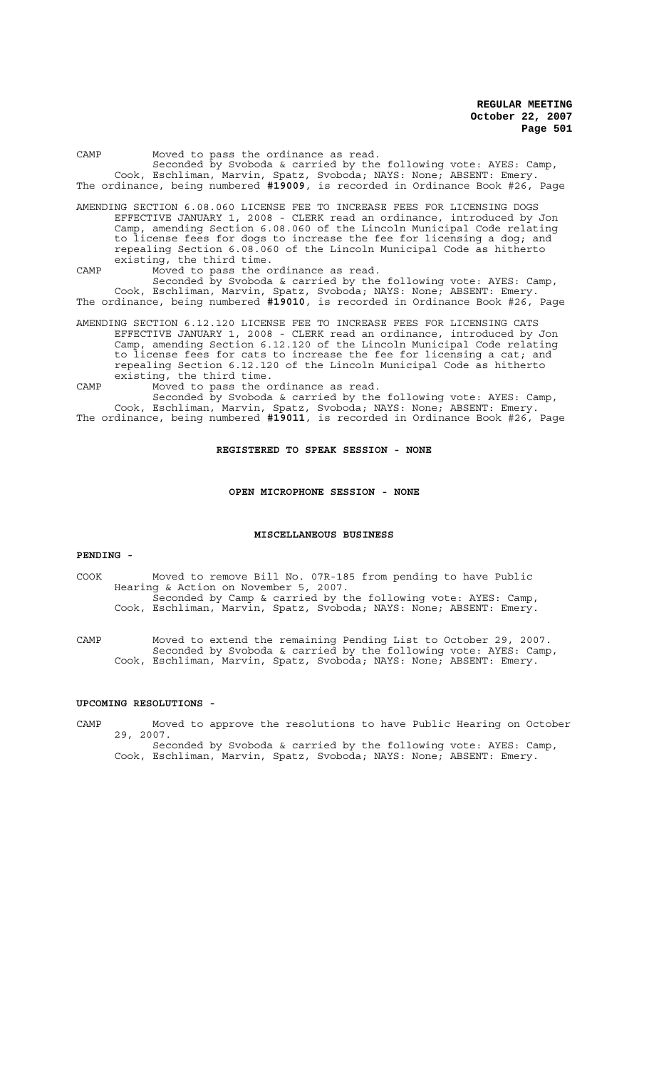CAMP Moved to pass the ordinance as read.

Seconded by Svoboda & carried by the following vote: AYES: Camp, Cook, Eschliman, Marvin, Spatz, Svoboda; NAYS: None; ABSENT: Emery.

The ordinance, being numbered **#19009**, is recorded in Ordinance Book #26, Page

AMENDING SECTION 6.08.060 LICENSE FEE TO INCREASE FEES FOR LICENSING DOGS EFFECTIVE JANUARY 1, 2008 - CLERK read an ordinance, introduced by Jon Camp, amending Section 6.08.060 of the Lincoln Municipal Code relating to license fees for dogs to increase the fee for licensing a dog; and repealing Section 6.08.060 of the Lincoln Municipal Code as hitherto existing, the third time.

CAMP Moved to pass the ordinance as read.

Seconded by Svoboda & carried by the following vote: AYES: Camp, Cook, Eschliman, Marvin, Spatz, Svoboda; NAYS: None; ABSENT: Emery.

The ordinance, being numbered **#19010**, is recorded in Ordinance Book #26, Page

AMENDING SECTION 6.12.120 LICENSE FEE TO INCREASE FEES FOR LICENSING CATS EFFECTIVE JANUARY 1, 2008 - CLERK read an ordinance, introduced by Jon Camp, amending Section 6.12.120 of the Lincoln Municipal Code relating to license fees for cats to increase the fee for licensing a cat; and repealing Section 6.12.120 of the Lincoln Municipal Code as hitherto existing, the third time.

CAMP Moved to pass the ordinance as read.

Seconded by Svoboda & carried by the following vote: AYES: Camp, Cook, Eschliman, Marvin, Spatz, Svoboda; NAYS: None; ABSENT: Emery.

The ordinance, being numbered **#19011**, is recorded in Ordinance Book #26, Page

**REGISTERED TO SPEAK SESSION - NONE**

**OPEN MICROPHONE SESSION - NONE**

**MISCELLANEOUS BUSINESS**

**PENDING -**

COOK Moved to remove Bill No. 07R-185 from pending to have Public Hearing & Action on November 5, 2007.

Seconded by Camp & carried by the following vote: AYES: Camp, Cook, Eschliman, Marvin, Spatz, Svoboda; NAYS: None; ABSENT: Emery.

CAMP Moved to extend the remaining Pending List to October 29, 2007.

Seconded by Svoboda & carried by the following vote: AYES: Camp, Cook, Eschliman, Marvin, Spatz, Svoboda; NAYS: None; ABSENT: Emery.

**UPCOMING RESOLUTIONS -**

CAMP Moved to approve the resolutions to have Public Hearing on October 29, 2007.

Seconded by Svoboda & carried by the following vote: AYES: Camp, Cook, Eschliman, Marvin, Spatz, Svoboda; NAYS: None; ABSENT: Emery.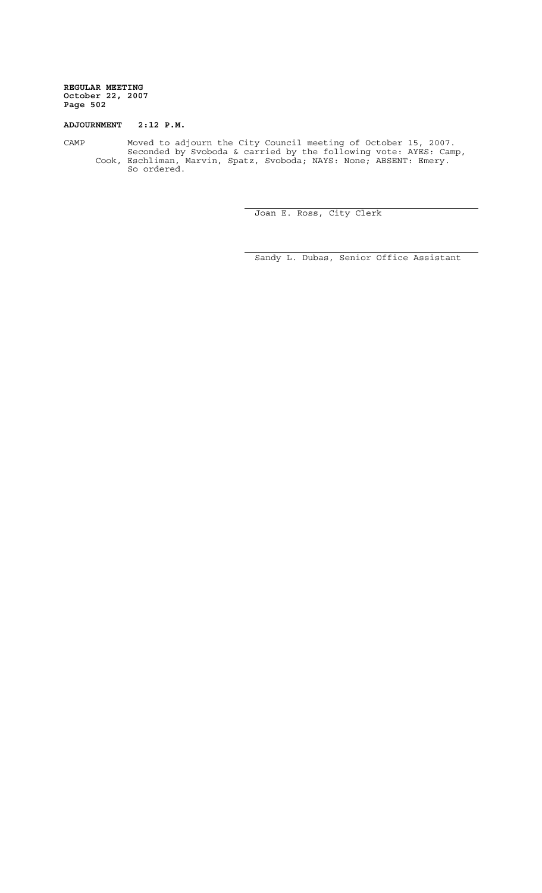**ADJOURNMENT 2:12 P.M.**

CAMP Moved to adjourn the City Council meeting of October 15, 2007. Seconded by Svoboda & carried by the following vote: AYES: Camp, Cook, Eschliman, Marvin, Spatz, Svoboda; NAYS: None; ABSENT: Emery. So ordered.

Joan E. Ross, City Clerk

Sandy L. Dubas, Senior Office Assistant